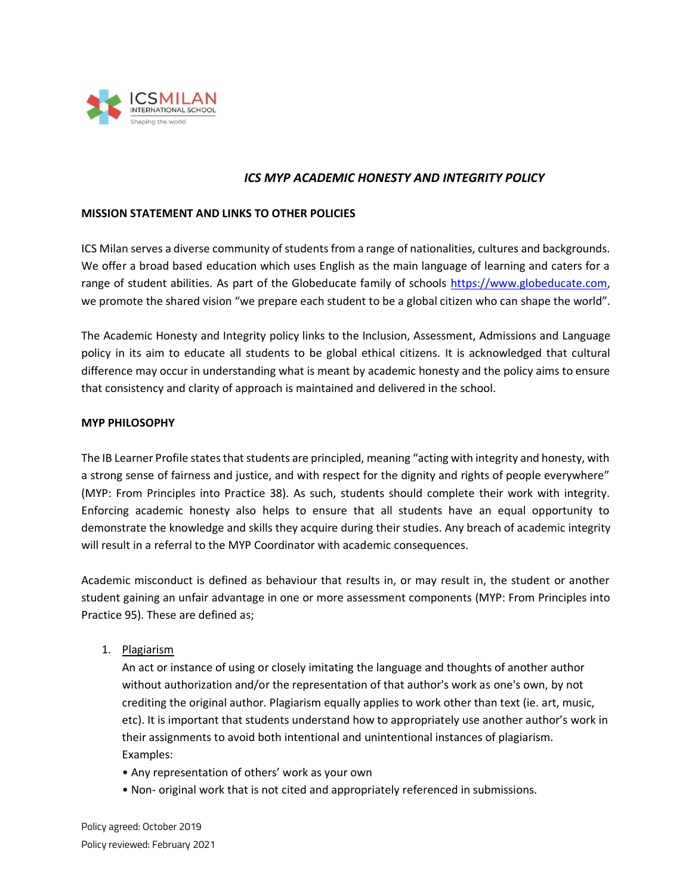ICSMILAN
INTERNATIONAL SCHOOL
Shaping the world

# *ICS MYP ACADEMIC HONESTY AND INTEGRITY POLICY*

## MISSION STATEMENT AND LINKS TO OTHER POLICIES

ICS Milan serves a diverse community of students from a range of nationalities, cultures and backgrounds. We offer a broad based education which uses English as the main language of learning and caters for a range of student abilities. As part of the Globeducate family of schools https://www.globeducate.com, we promote the shared vision "we prepare each student to be a global citizen who can shape the world".

The Academic Honesty and Integrity policy links to the Inclusion, Assessment, Admissions and Language policy in its aim to educate all students to be global ethical citizens. It is acknowledged that cultural difference may occur in understanding what is meant by academic honesty and the policy aims to ensure that consistency and clarity of approach is maintained and delivered in the school.

## MYP PHILOSOPHY

The IB Learner Profile states that students are principled, meaning "acting with integrity and honesty, with a strong sense of fairness and justice, and with respect for the dignity and rights of people everywhere" (MYP: From Principles into Practice 38). As such, students should complete their work with integrity. Enforcing academic honesty also helps to ensure that all students have an equal opportunity to demonstrate the knowledge and skills they acquire during their studies. Any breach of academic integrity will result in a referral to the MYP Coordinator with academic consequences.

Academic misconduct is defined as behaviour that results in, or may result in, the student or another student gaining an unfair advantage in one or more assessment components (MYP: From Principles into Practice 95). These are defined as;

1. <u>Plagiarism</u>
   An act or instance of using or closely imitating the language and thoughts of another author without authorization and/or the representation of that author's work as one's own, by not crediting the original author. Plagiarism equally applies to work other than text (ie. art, music, etc). It is important that students understand how to appropriately use another author's work in their assignments to avoid both intentional and unintentional instances of plagiarism.
   Examples:
   • Any representation of others' work as your own
   • Non- original work that is not cited and appropriately referenced in submissions.

Policy agreed: October 2019
Policy reviewed: February 2021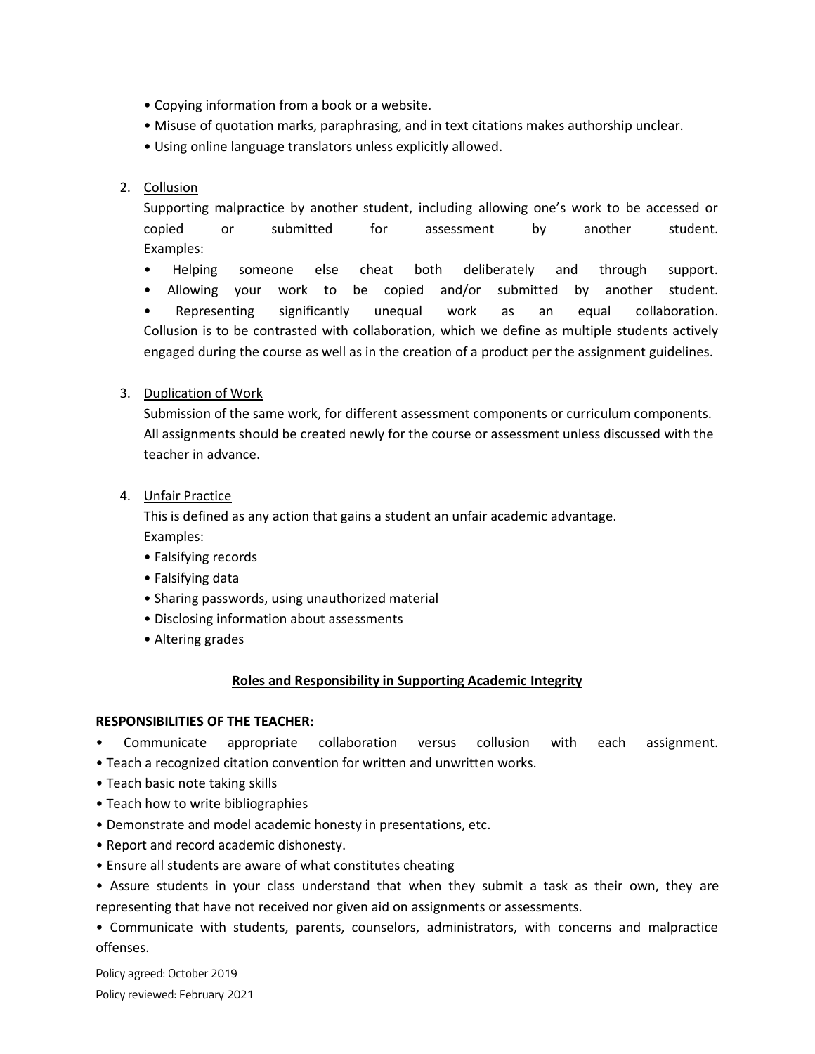- Copying information from a book or a website.
- Misuse of quotation marks, paraphrasing, and in text citations makes authorship unclear.
- Using online language translators unless explicitly allowed.

2. Collusion

   Supporting malpractice by another student, including allowing one's work to be accessed or copied or submitted for assessment by another student.
   Examples:

   - Helping someone else cheat both deliberately and through support.
   - Allowing your work to be copied and/or submitted by another student.
   - Representing significantly unequal work as an equal collaboration.

   Collusion is to be contrasted with collaboration, which we define as multiple students actively engaged during the course as well as in the creation of a product per the assignment guidelines.

3. Duplication of Work

   Submission of the same work, for different assessment components or curriculum components. All assignments should be created newly for the course or assessment unless discussed with the teacher in advance.

4. Unfair Practice

   This is defined as any action that gains a student an unfair academic advantage.
   Examples:

   - Falsifying records
   - Falsifying data
   - Sharing passwords, using unauthorized material
   - Disclosing information about assessments
   - Altering grades

## Roles and Responsibility in Supporting Academic Integrity

**RESPONSIBILITIES OF THE TEACHER:**

- Communicate appropriate collaboration versus collusion with each assignment.
- Teach a recognized citation convention for written and unwritten works.
- Teach basic note taking skills
- Teach how to write bibliographies
- Demonstrate and model academic honesty in presentations, etc.
- Report and record academic dishonesty.
- Ensure all students are aware of what constitutes cheating
- Assure students in your class understand that when they submit a task as their own, they are representing that have not received nor given aid on assignments or assessments.
- Communicate with students, parents, counselors, administrators, with concerns and malpractice offenses.

Policy agreed: October 2019
Policy reviewed: February 2021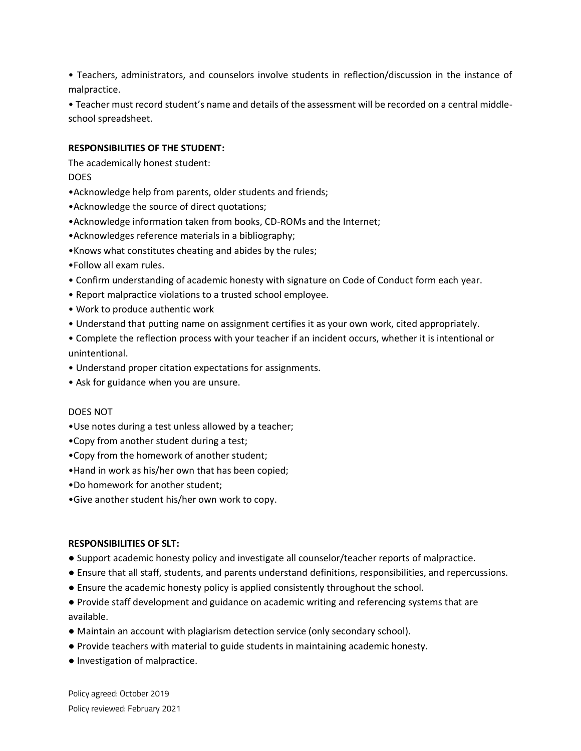- Teachers, administrators, and counselors involve students in reflection/discussion in the instance of malpractice.
- Teacher must record student's name and details of the assessment will be recorded on a central middle-school spreadsheet.

**RESPONSIBILITIES OF THE STUDENT:**

The academically honest student:

DOES

- Acknowledge help from parents, older students and friends;
- Acknowledge the source of direct quotations;
- Acknowledge information taken from books, CD-ROMs and the Internet;
- Acknowledges reference materials in a bibliography;
- Knows what constitutes cheating and abides by the rules;
- Follow all exam rules.
- Confirm understanding of academic honesty with signature on Code of Conduct form each year.
- Report malpractice violations to a trusted school employee.
- Work to produce authentic work
- Understand that putting name on assignment certifies it as your own work, cited appropriately.
- Complete the reflection process with your teacher if an incident occurs, whether it is intentional or unintentional.
- Understand proper citation expectations for assignments.
- Ask for guidance when you are unsure.

DOES NOT

- Use notes during a test unless allowed by a teacher;
- Copy from another student during a test;
- Copy from the homework of another student;
- Hand in work as his/her own that has been copied;
- Do homework for another student;
- Give another student his/her own work to copy.

**RESPONSIBILITIES OF SLT:**

- Support academic honesty policy and investigate all counselor/teacher reports of malpractice.
- Ensure that all staff, students, and parents understand definitions, responsibilities, and repercussions.
- Ensure the academic honesty policy is applied consistently throughout the school.
- Provide staff development and guidance on academic writing and referencing systems that are available.
- Maintain an account with plagiarism detection service (only secondary school).
- Provide teachers with material to guide students in maintaining academic honesty.
- Investigation of malpractice.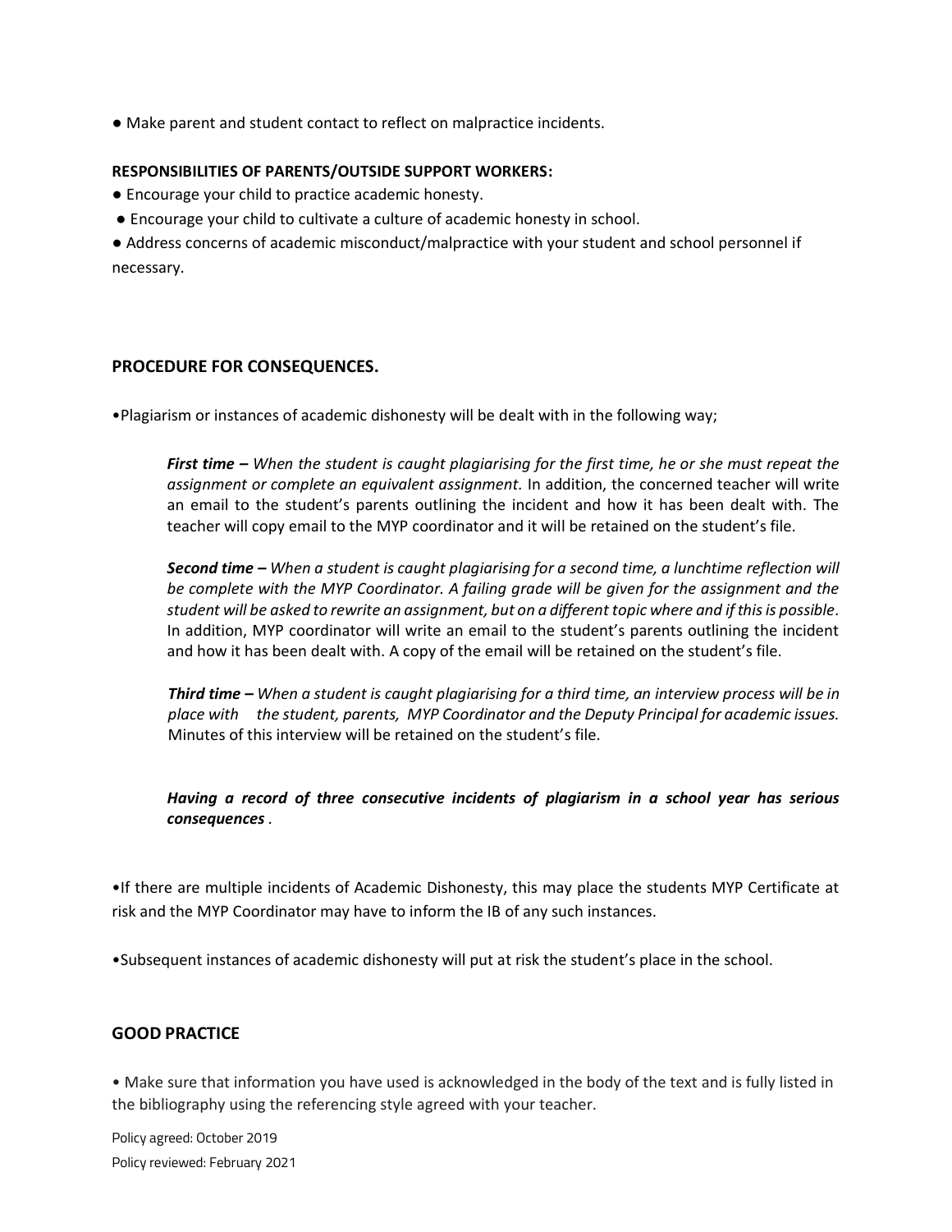● Make parent and student contact to reflect on malpractice incidents.

**RESPONSIBILITIES OF PARENTS/OUTSIDE SUPPORT WORKERS:**

● Encourage your child to practice academic honesty.

● Encourage your child to cultivate a culture of academic honesty in school.

● Address concerns of academic misconduct/malpractice with your student and school personnel if necessary.

## PROCEDURE FOR CONSEQUENCES.

•Plagiarism or instances of academic dishonesty will be dealt with in the following way;

> ***First time –*** *When the student is caught plagiarising for the first time, he or she must repeat the assignment or complete an equivalent assignment.* In addition, the concerned teacher will write an email to the student's parents outlining the incident and how it has been dealt with. The teacher will copy email to the MYP coordinator and it will be retained on the student's file.
>
> ***Second time –*** *When a student is caught plagiarising for a second time, a lunchtime reflection will be complete with the MYP Coordinator. A failing grade will be given for the assignment and the student will be asked to rewrite an assignment, but on a different topic where and if this is possible*. In addition, MYP coordinator will write an email to the student's parents outlining the incident and how it has been dealt with. A copy of the email will be retained on the student's file.
>
> ***Third time –*** *When a student is caught plagiarising for a third time, an interview process will be in place with the student, parents, MYP Coordinator and the Deputy Principal for academic issues.* Minutes of this interview will be retained on the student's file.
>
> ***Having a record of three consecutive incidents of plagiarism in a school year has serious consequences*** *.*

•If there are multiple incidents of Academic Dishonesty, this may place the students MYP Certificate at risk and the MYP Coordinator may have to inform the IB of any such instances.

•Subsequent instances of academic dishonesty will put at risk the student's place in the school.

## GOOD PRACTICE

• Make sure that information you have used is acknowledged in the body of the text and is fully listed in the bibliography using the referencing style agreed with your teacher.

Policy agreed: October 2019

Policy reviewed: February 2021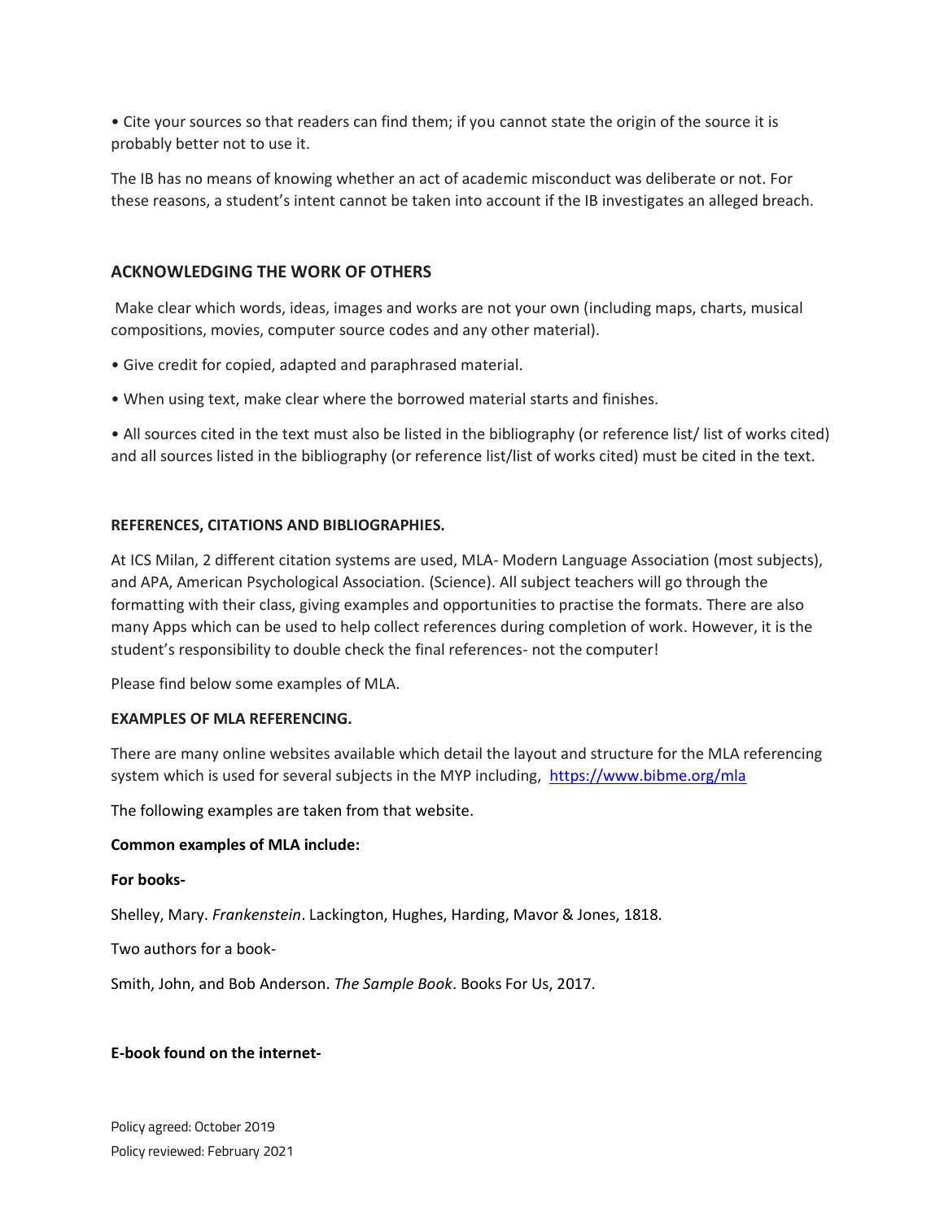- Cite your sources so that readers can find them; if you cannot state the origin of the source it is probably better not to use it.

The IB has no means of knowing whether an act of academic misconduct was deliberate or not. For these reasons, a student's intent cannot be taken into account if the IB investigates an alleged breach.

## ACKNOWLEDGING THE WORK OF OTHERS

Make clear which words, ideas, images and works are not your own (including maps, charts, musical compositions, movies, computer source codes and any other material).

- Give credit for copied, adapted and paraphrased material.
- When using text, make clear where the borrowed material starts and finishes.
- All sources cited in the text must also be listed in the bibliography (or reference list/ list of works cited) and all sources listed in the bibliography (or reference list/list of works cited) must be cited in the text.

### REFERENCES, CITATIONS AND BIBLIOGRAPHIES.

At ICS Milan, 2 different citation systems are used, MLA- Modern Language Association (most subjects), and APA, American Psychological Association. (Science). All subject teachers will go through the formatting with their class, giving examples and opportunities to practise the formats. There are also many Apps which can be used to help collect references during completion of work. However, it is the student's responsibility to double check the final references- not the computer!

Please find below some examples of MLA.

**EXAMPLES OF MLA REFERENCING.**

There are many online websites available which detail the layout and structure for the MLA referencing system which is used for several subjects in the MYP including, https://www.bibme.org/mla

The following examples are taken from that website.

**Common examples of MLA include:**

**For books-**

Shelley, Mary. *Frankenstein*. Lackington, Hughes, Harding, Mavor & Jones, 1818.

Two authors for a book-

Smith, John, and Bob Anderson. *The Sample Book*. Books For Us, 2017.

**E-book found on the internet-**

Policy agreed: October 2019
Policy reviewed: February 2021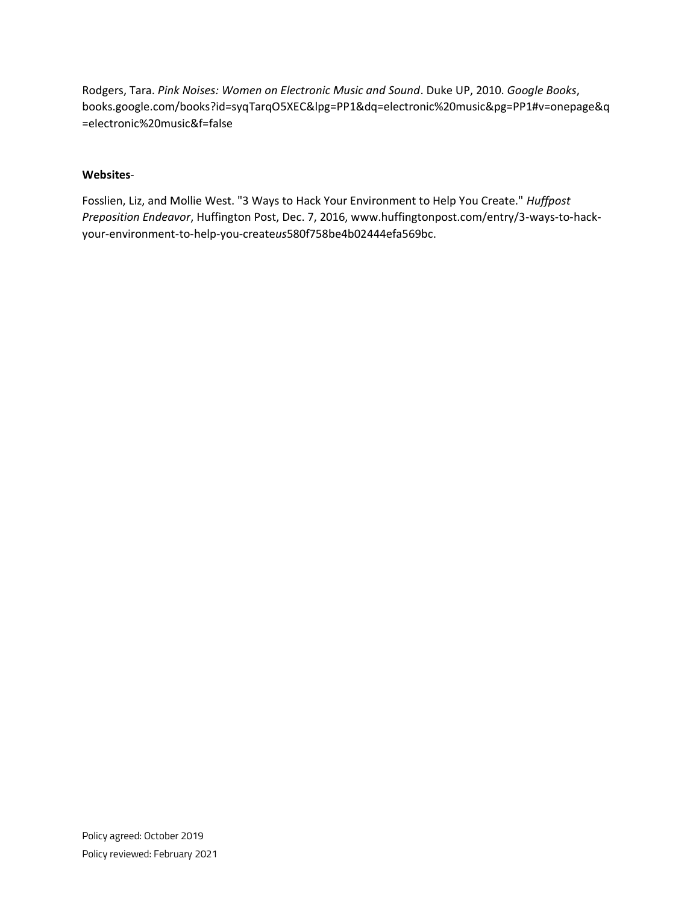Rodgers, Tara. *Pink Noises: Women on Electronic Music and Sound*. Duke UP, 2010. *Google Books*, books.google.com/books?id=syqTarqO5XEC&lpg=PP1&dq=electronic%20music&pg=PP1#v=onepage&q=electronic%20music&f=false

**Websites**-

Fosslien, Liz, and Mollie West. "3 Ways to Hack Your Environment to Help You Create." *Huffpost Preposition Endeavor*, Huffington Post, Dec. 7, 2016, www.huffingtonpost.com/entry/3-ways-to-hack-your-environment-to-help-you-create*us*580f758be4b02444efa569bc.

Policy agreed: October 2019

Policy reviewed: February 2021